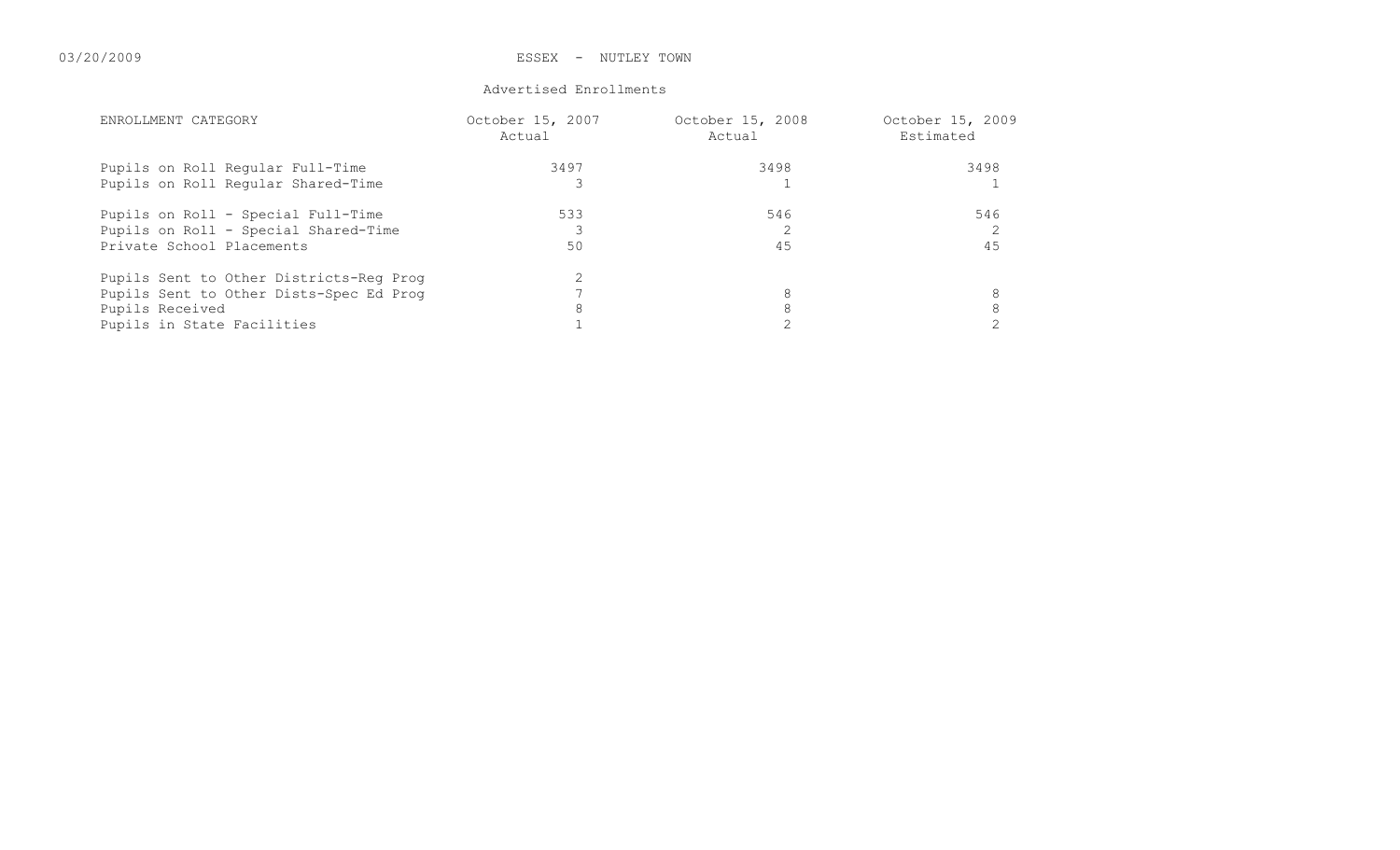03/20/2009

# ESSEX - NUTLEY TOWN

## Advertised Enrollments

| ENROLLMENT CATEGORY | October 15, 2007 Actual | October 15, 2008 Actual | October 15, 2009 Estimated |
|---|---|---|---|
| Pupils on Roll Regular Full-Time | 3497 | 3498 | 3498 |
| Pupils on Roll Regular Shared-Time | 3 | 1 | 1 |
| Pupils on Roll - Special Full-Time | 533 | 546 | 546 |
| Pupils on Roll - Special Shared-Time | 3 | 2 | 2 |
| Private School Placements | 50 | 45 | 45 |
| Pupils Sent to Other Districts-Reg Prog | 2 | | |
| Pupils Sent to Other Dists-Spec Ed Prog | 7 | 8 | 8 |
| Pupils Received | 8 | 8 | 8 |
| Pupils in State Facilities | 1 | 2 | 2 |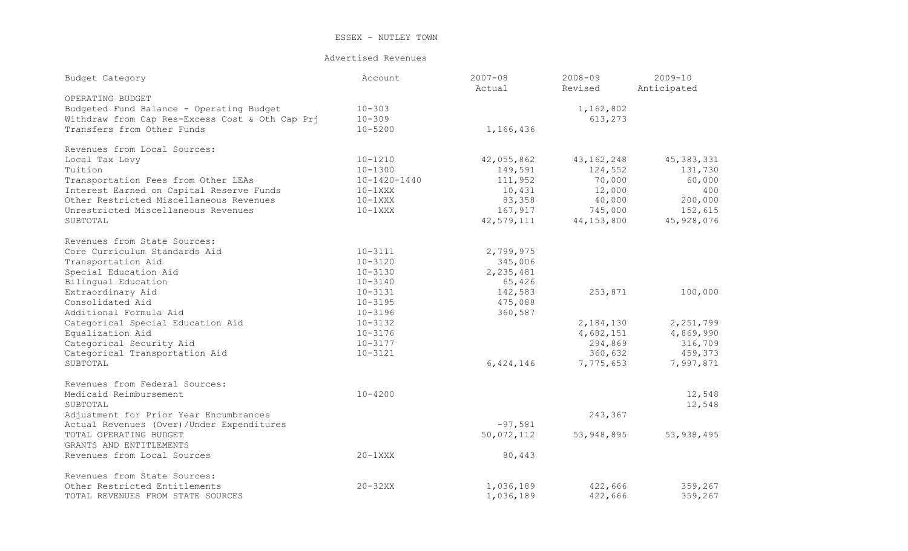ESSEX - NUTLEY TOWN

Advertised Revenues

| Budget Category | Account | 2007-08 Actual | 2008-09 Revised | 2009-10 Anticipated |
|---|---|---|---|---|
| OPERATING BUDGET | | | | |
| Budgeted Fund Balance - Operating Budget | 10-303 | | 1,162,802 | |
| Withdraw from Cap Res-Excess Cost & Oth Cap Prj | 10-309 | | 613,273 | |
| Transfers from Other Funds | 10-5200 | 1,166,436 | | |
| | | | | |
| Revenues from Local Sources: | | | | |
| Local Tax Levy | 10-1210 | 42,055,862 | 43,162,248 | 45,383,331 |
| Tuition | 10-1300 | 149,591 | 124,552 | 131,730 |
| Transportation Fees from Other LEAs | 10-1420-1440 | 111,952 | 70,000 | 60,000 |
| Interest Earned on Capital Reserve Funds | 10-1XXX | 10,431 | 12,000 | 400 |
| Other Restricted Miscellaneous Revenues | 10-1XXX | 83,358 | 40,000 | 200,000 |
| Unrestricted Miscellaneous Revenues | 10-1XXX | 167,917 | 745,000 | 152,615 |
| SUBTOTAL | | 42,579,111 | 44,153,800 | 45,928,076 |
| | | | | |
| Revenues from State Sources: | | | | |
| Core Curriculum Standards Aid | 10-3111 | 2,799,975 | | |
| Transportation Aid | 10-3120 | 345,006 | | |
| Special Education Aid | 10-3130 | 2,235,481 | | |
| Bilingual Education | 10-3140 | 65,426 | | |
| Extraordinary Aid | 10-3131 | 142,583 | 253,871 | 100,000 |
| Consolidated Aid | 10-3195 | 475,088 | | |
| Additional Formula Aid | 10-3196 | 360,587 | | |
| Categorical Special Education Aid | 10-3132 | | 2,184,130 | 2,251,799 |
| Equalization Aid | 10-3176 | | 4,682,151 | 4,869,990 |
| Categorical Security Aid | 10-3177 | | 294,869 | 316,709 |
| Categorical Transportation Aid | 10-3121 | | 360,632 | 459,373 |
| SUBTOTAL | | 6,424,146 | 7,775,653 | 7,997,871 |
| | | | | |
| Revenues from Federal Sources: | | | | |
| Medicaid Reimbursement | 10-4200 | | | 12,548 |
| SUBTOTAL | | | | 12,548 |
| Adjustment for Prior Year Encumbrances | | | 243,367 | |
| Actual Revenues (Over)/Under Expenditures | | -97,581 | | |
| TOTAL OPERATING BUDGET | | 50,072,112 | 53,948,895 | 53,938,495 |
| GRANTS AND ENTITLEMENTS | | | | |
| Revenues from Local Sources | 20-1XXX | 80,443 | | |
| | | | | |
| Revenues from State Sources: | | | | |
| Other Restricted Entitlements | 20-32XX | 1,036,189 | 422,666 | 359,267 |
| TOTAL REVENUES FROM STATE SOURCES | | 1,036,189 | 422,666 | 359,267 |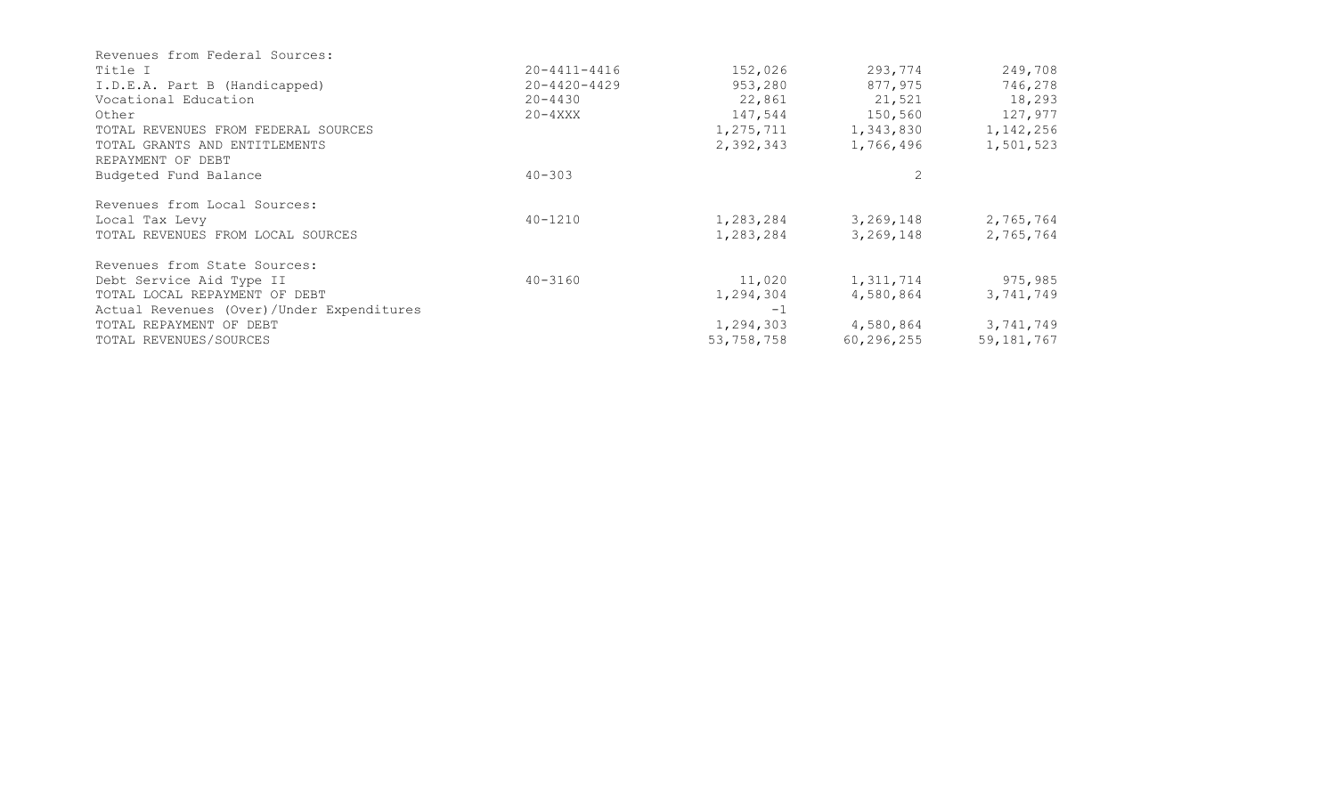| | | | | |
|---|---|---|---|---|
| Revenues from Federal Sources: | | | | |
| Title I | 20-4411-4416 | 152,026 | 293,774 | 249,708 |
| I.D.E.A. Part B (Handicapped) | 20-4420-4429 | 953,280 | 877,975 | 746,278 |
| Vocational Education | 20-4430 | 22,861 | 21,521 | 18,293 |
| Other | 20-4XXX | 147,544 | 150,560 | 127,977 |
| TOTAL REVENUES FROM FEDERAL SOURCES | | 1,275,711 | 1,343,830 | 1,142,256 |
| TOTAL GRANTS AND ENTITLEMENTS | | 2,392,343 | 1,766,496 | 1,501,523 |
| REPAYMENT OF DEBT | | | | |
| Budgeted Fund Balance | 40-303 | | 2 | |
| Revenues from Local Sources: | | | | |
| Local Tax Levy | 40-1210 | 1,283,284 | 3,269,148 | 2,765,764 |
| TOTAL REVENUES FROM LOCAL SOURCES | | 1,283,284 | 3,269,148 | 2,765,764 |
| Revenues from State Sources: | | | | |
| Debt Service Aid Type II | 40-3160 | 11,020 | 1,311,714 | 975,985 |
| TOTAL LOCAL REPAYMENT OF DEBT | | 1,294,304 | 4,580,864 | 3,741,749 |
| Actual Revenues (Over)/Under Expenditures | | -1 | | |
| TOTAL REPAYMENT OF DEBT | | 1,294,303 | 4,580,864 | 3,741,749 |
| TOTAL REVENUES/SOURCES | | 53,758,758 | 60,296,255 | 59,181,767 |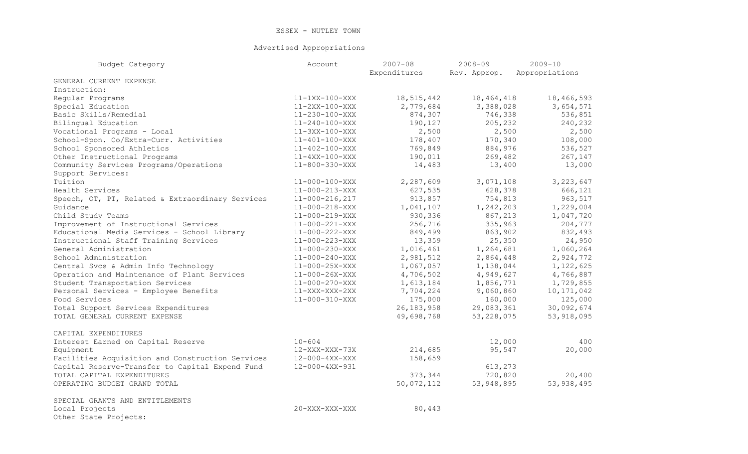ESSEX - NUTLEY TOWN

Advertised Appropriations

| Budget Category | Account | 2007-08 Expenditures | 2008-09 Rev. Approp. | 2009-10 Appropriations |
|---|---|---|---|---|
| GENERAL CURRENT EXPENSE | | | | |
| Instruction: | | | | |
| Regular Programs | 11-1XX-100-XXX | 18,515,442 | 18,464,418 | 18,466,593 |
| Special Education | 11-2XX-100-XXX | 2,779,684 | 3,388,028 | 3,654,571 |
| Basic Skills/Remedial | 11-230-100-XXX | 874,307 | 746,338 | 536,851 |
| Bilingual Education | 11-240-100-XXX | 190,127 | 205,232 | 240,232 |
| Vocational Programs - Local | 11-3XX-100-XXX | 2,500 | 2,500 | 2,500 |
| School-Spon. Co/Extra-Curr. Activities | 11-401-100-XXX | 178,407 | 170,340 | 108,000 |
| School Sponsored Athletics | 11-402-100-XXX | 769,849 | 884,976 | 536,527 |
| Other Instructional Programs | 11-4XX-100-XXX | 190,011 | 269,482 | 267,147 |
| Community Services Programs/Operations | 11-800-330-XXX | 14,483 | 13,400 | 13,000 |
| Support Services: | | | | |
| Tuition | 11-000-100-XXX | 2,287,609 | 3,071,108 | 3,223,647 |
| Health Services | 11-000-213-XXX | 627,535 | 628,378 | 666,121 |
| Speech, OT, PT, Related & Extraordinary Services | 11-000-216,217 | 913,857 | 754,813 | 963,517 |
| Guidance | 11-000-218-XXX | 1,041,107 | 1,242,203 | 1,229,004 |
| Child Study Teams | 11-000-219-XXX | 930,336 | 867,213 | 1,047,720 |
| Improvement of Instructional Services | 11-000-221-XXX | 256,716 | 335,963 | 204,777 |
| Educational Media Services - School Library | 11-000-222-XXX | 849,499 | 863,902 | 832,493 |
| Instructional Staff Training Services | 11-000-223-XXX | 13,359 | 25,350 | 24,950 |
| General Administration | 11-000-230-XXX | 1,016,461 | 1,264,681 | 1,060,264 |
| School Administration | 11-000-240-XXX | 2,981,512 | 2,864,448 | 2,924,772 |
| Central Svcs & Admin Info Technology | 11-000-25X-XXX | 1,067,057 | 1,138,044 | 1,122,625 |
| Operation and Maintenance of Plant Services | 11-000-26X-XXX | 4,706,502 | 4,949,627 | 4,766,887 |
| Student Transportation Services | 11-000-270-XXX | 1,613,184 | 1,856,771 | 1,729,855 |
| Personal Services - Employee Benefits | 11-XXX-XXX-2XX | 7,704,224 | 9,060,860 | 10,171,042 |
| Food Services | 11-000-310-XXX | 175,000 | 160,000 | 125,000 |
| Total Support Services Expenditures | | 26,183,958 | 29,083,361 | 30,092,674 |
| TOTAL GENERAL CURRENT EXPENSE | | 49,698,768 | 53,228,075 | 53,918,095 |
| | | | | |
| CAPITAL EXPENDITURES | | | | |
| Interest Earned on Capital Reserve | 10-604 | | 12,000 | 400 |
| Equipment | 12-XXX-XXX-73X | 214,685 | 95,547 | 20,000 |
| Facilities Acquisition and Construction Services | 12-000-4XX-XXX | 158,659 | | |
| Capital Reserve-Transfer to Capital Expend Fund | 12-000-4XX-931 | | 613,273 | |
| TOTAL CAPITAL EXPENDITURES | | 373,344 | 720,820 | 20,400 |
| OPERATING BUDGET GRAND TOTAL | | 50,072,112 | 53,948,895 | 53,938,495 |
| | | | | |
| SPECIAL GRANTS AND ENTITLEMENTS | | | | |
| Local Projects | 20-XXX-XXX-XXX | 80,443 | | |
| Other State Projects: | | | | |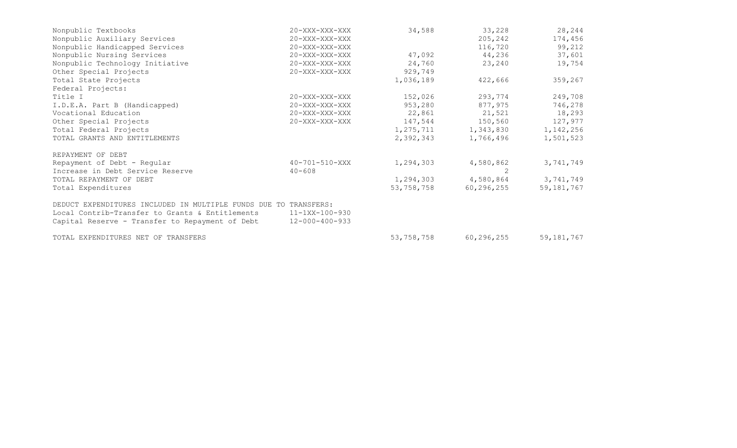| | | | | |
|---|---|---|---|---|
| Nonpublic Textbooks | 20-XXX-XXX-XXX | 34,588 | 33,228 | 28,244 |
| Nonpublic Auxiliary Services | 20-XXX-XXX-XXX | | 205,242 | 174,456 |
| Nonpublic Handicapped Services | 20-XXX-XXX-XXX | | 116,720 | 99,212 |
| Nonpublic Nursing Services | 20-XXX-XXX-XXX | 47,092 | 44,236 | 37,601 |
| Nonpublic Technology Initiative | 20-XXX-XXX-XXX | 24,760 | 23,240 | 19,754 |
| Other Special Projects | 20-XXX-XXX-XXX | 929,749 | | |
| Total State Projects | | 1,036,189 | 422,666 | 359,267 |
| Federal Projects: | | | | |
| Title I | 20-XXX-XXX-XXX | 152,026 | 293,774 | 249,708 |
| I.D.E.A. Part B (Handicapped) | 20-XXX-XXX-XXX | 953,280 | 877,975 | 746,278 |
| Vocational Education | 20-XXX-XXX-XXX | 22,861 | 21,521 | 18,293 |
| Other Special Projects | 20-XXX-XXX-XXX | 147,544 | 150,560 | 127,977 |
| Total Federal Projects | | 1,275,711 | 1,343,830 | 1,142,256 |
| TOTAL GRANTS AND ENTITLEMENTS | | 2,392,343 | 1,766,496 | 1,501,523 |
| | | | | |
| REPAYMENT OF DEBT | | | | |
| Repayment of Debt - Regular | 40-701-510-XXX | 1,294,303 | 4,580,862 | 3,741,749 |
| Increase in Debt Service Reserve | 40-608 | | 2 | |
| TOTAL REPAYMENT OF DEBT | | 1,294,303 | 4,580,864 | 3,741,749 |
| Total Expenditures | | 53,758,758 | 60,296,255 | 59,181,767 |
| | | | | |
| DEDUCT EXPENDITURES INCLUDED IN MULTIPLE FUNDS DUE TO TRANSFERS: | | | | |
| Local Contrib-Transfer to Grants & Entitlements | 11-1XX-100-930 | | | |
| Capital Reserve - Transfer to Repayment of Debt | 12-000-400-933 | | | |
| | | | | |
| TOTAL EXPENDITURES NET OF TRANSFERS | | 53,758,758 | 60,296,255 | 59,181,767 |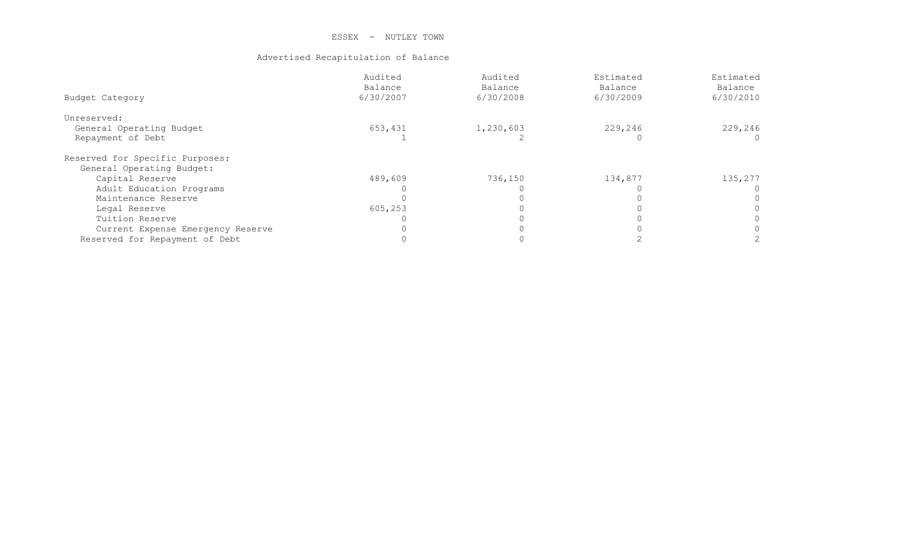ESSEX - NUTLEY TOWN

Advertised Recapitulation of Balance

| Budget Category | Audited Balance 6/30/2007 | Audited Balance 6/30/2008 | Estimated Balance 6/30/2009 | Estimated Balance 6/30/2010 |
|---|---|---|---|---|
| Unreserved: | | | | |
| General Operating Budget | 653,431 | 1,230,603 | 229,246 | 229,246 |
| Repayment of Debt | 1 | 2 | 0 | 0 |
| Reserved for Specific Purposes: | | | | |
| General Operating Budget: | | | | |
| Capital Reserve | 489,609 | 736,150 | 134,877 | 135,277 |
| Adult Education Programs | 0 | 0 | 0 | 0 |
| Maintenance Reserve | 0 | 0 | 0 | 0 |
| Legal Reserve | 605,253 | 0 | 0 | 0 |
| Tuition Reserve | 0 | 0 | 0 | 0 |
| Current Expense Emergency Reserve | 0 | 0 | 0 | 0 |
| Reserved for Repayment of Debt | 0 | 0 | 2 | 2 |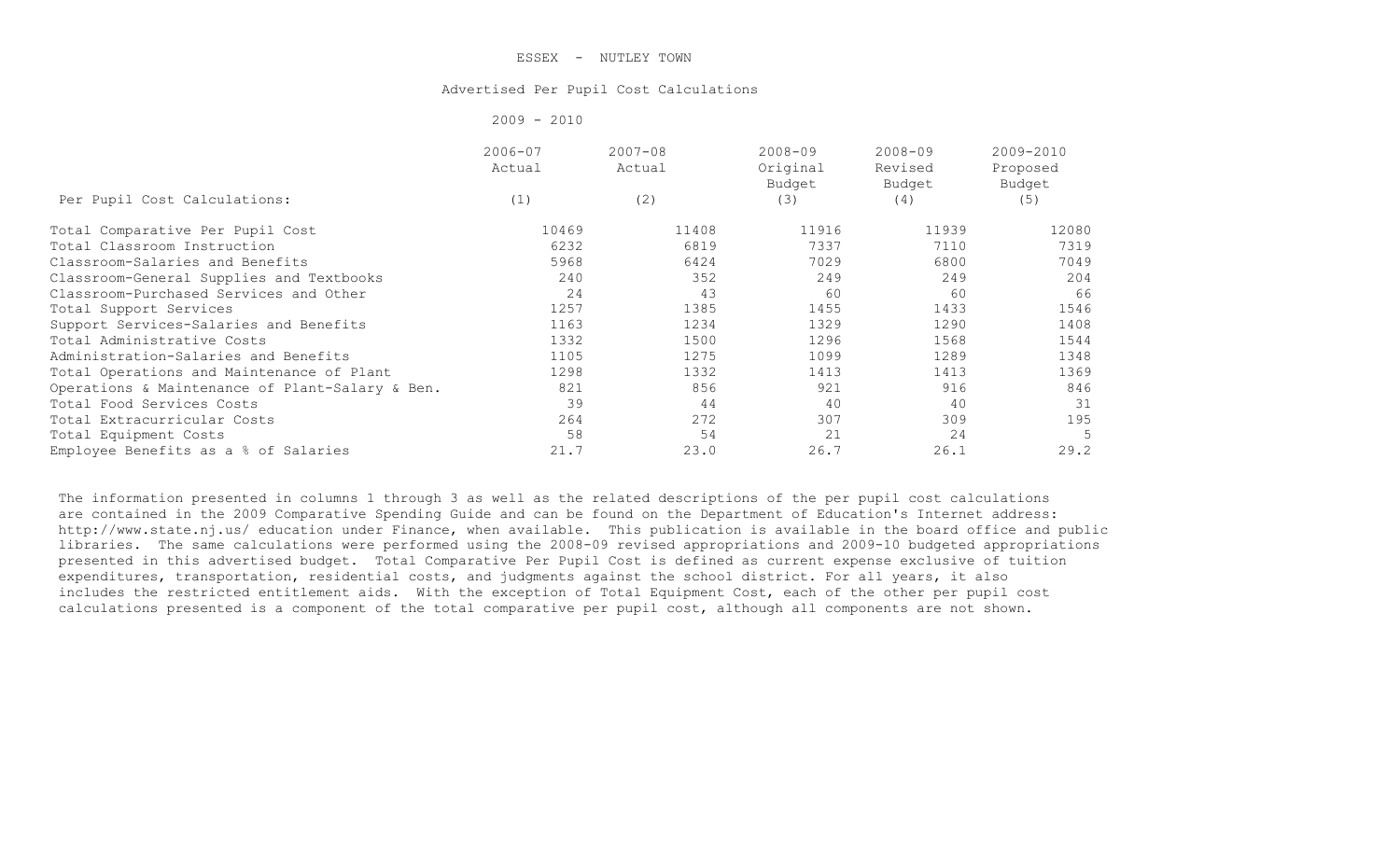ESSEX - NUTLEY TOWN

Advertised Per Pupil Cost Calculations

2009 - 2010

| Per Pupil Cost Calculations: | 2006-07 Actual (1) | 2007-08 Actual (2) | 2008-09 Original Budget (3) | 2008-09 Revised Budget (4) | 2009-2010 Proposed Budget (5) |
|---|---|---|---|---|---|
| Total Comparative Per Pupil Cost | 10469 | 11408 | 11916 | 11939 | 12080 |
| Total Classroom Instruction | 6232 | 6819 | 7337 | 7110 | 7319 |
| Classroom-Salaries and Benefits | 5968 | 6424 | 7029 | 6800 | 7049 |
| Classroom-General Supplies and Textbooks | 240 | 352 | 249 | 249 | 204 |
| Classroom-Purchased Services and Other | 24 | 43 | 60 | 60 | 66 |
| Total Support Services | 1257 | 1385 | 1455 | 1433 | 1546 |
| Support Services-Salaries and Benefits | 1163 | 1234 | 1329 | 1290 | 1408 |
| Total Administrative Costs | 1332 | 1500 | 1296 | 1568 | 1544 |
| Administration-Salaries and Benefits | 1105 | 1275 | 1099 | 1289 | 1348 |
| Total Operations and Maintenance of Plant | 1298 | 1332 | 1413 | 1413 | 1369 |
| Operations & Maintenance of Plant-Salary & Ben. | 821 | 856 | 921 | 916 | 846 |
| Total Food Services Costs | 39 | 44 | 40 | 40 | 31 |
| Total Extracurricular Costs | 264 | 272 | 307 | 309 | 195 |
| Total Equipment Costs | 58 | 54 | 21 | 24 | 5 |
| Employee Benefits as a % of Salaries | 21.7 | 23.0 | 26.7 | 26.1 | 29.2 |

The information presented in columns 1 through 3 as well as the related descriptions of the per pupil cost calculations are contained in the 2009 Comparative Spending Guide and can be found on the Department of Education's Internet address: http://www.state.nj.us/ education under Finance, when available. This publication is available in the board office and public libraries. The same calculations were performed using the 2008-09 revised appropriations and 2009-10 budgeted appropriations presented in this advertised budget. Total Comparative Per Pupil Cost is defined as current expense exclusive of tuition expenditures, transportation, residential costs, and judgments against the school district. For all years, it also includes the restricted entitlement aids. With the exception of Total Equipment Cost, each of the other per pupil cost calculations presented is a component of the total comparative per pupil cost, although all components are not shown.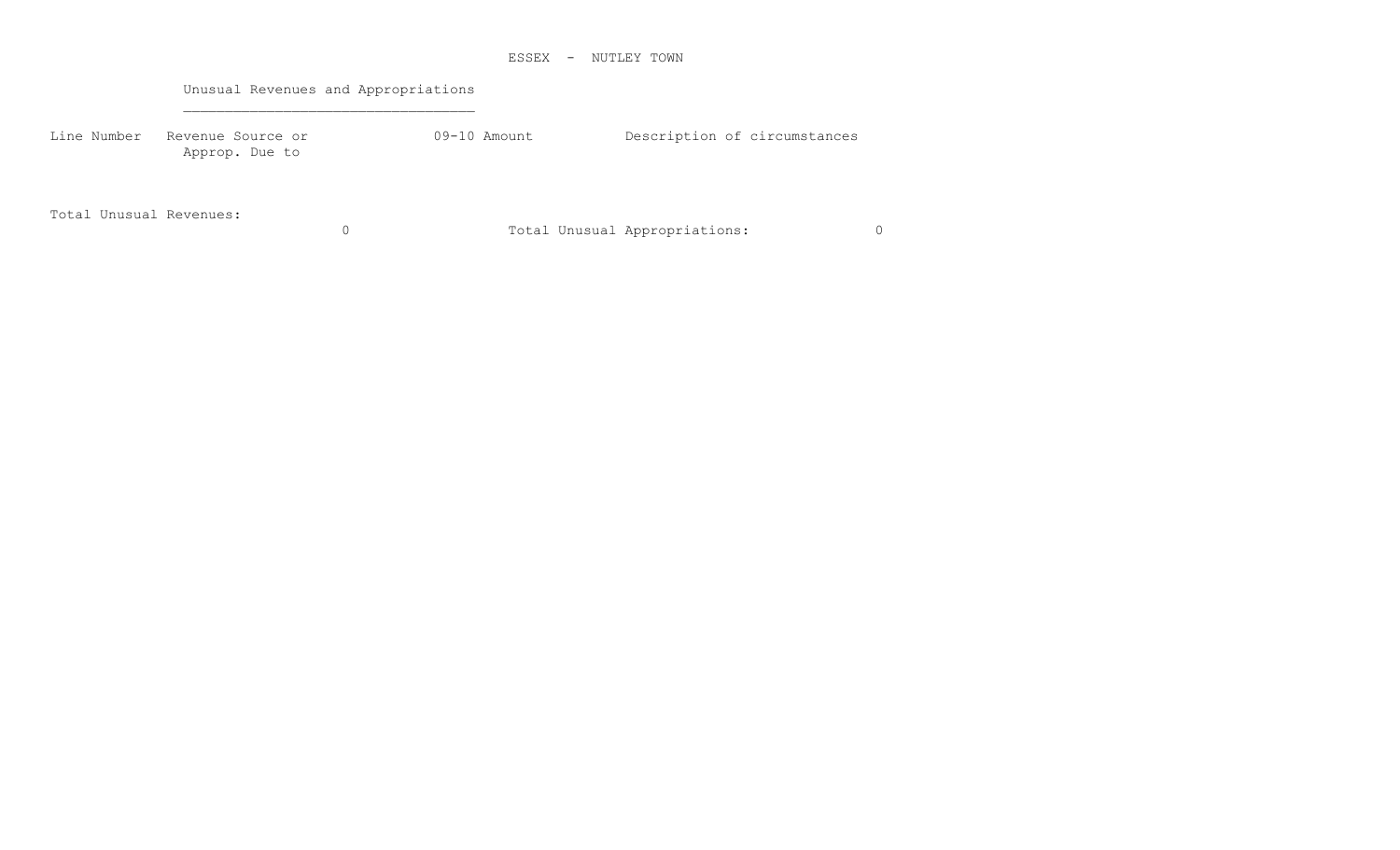ESSEX - NUTLEY TOWN

## Unusual Revenues and Appropriations

| Line Number | Revenue Source or Approp. Due to | 09-10 Amount | Description of circumstances |
| --- | --- | --- | --- |

Total Unusual Revenues: 0

Total Unusual Appropriations: 0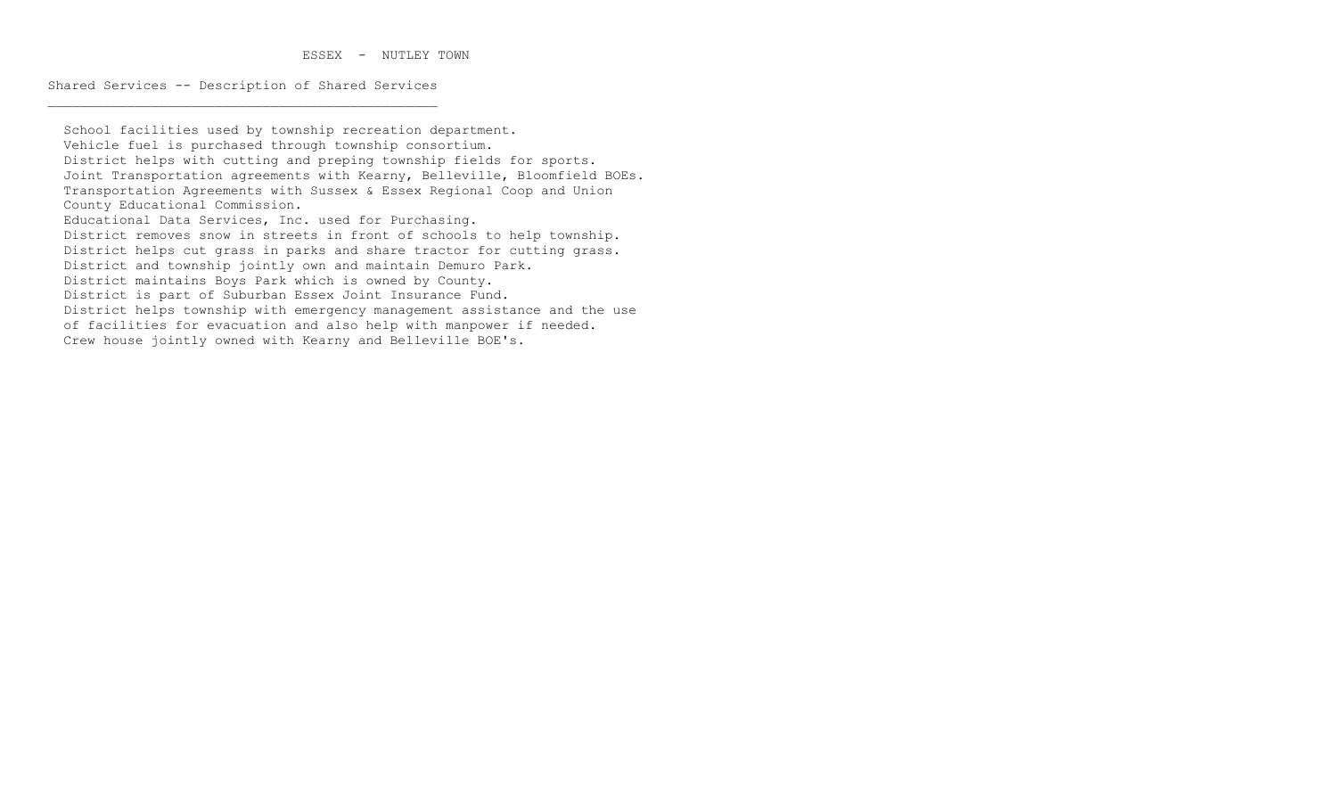ESSEX - NUTLEY TOWN

## Shared Services -- Description of Shared Services

School facilities used by township recreation department.
Vehicle fuel is purchased through township consortium.
District helps with cutting and preping township fields for sports.
Joint Transportation agreements with Kearny, Belleville, Bloomfield BOEs.
Transportation Agreements with Sussex & Essex Regional Coop and Union County Educational Commission.
Educational Data Services, Inc. used for Purchasing.
District removes snow in streets in front of schools to help township.
District helps cut grass in parks and share tractor for cutting grass.
District and township jointly own and maintain Demuro Park.
District maintains Boys Park which is owned by County.
District is part of Suburban Essex Joint Insurance Fund.
District helps township with emergency management assistance and the use of facilities for evacuation and also help with manpower if needed.
Crew house jointly owned with Kearny and Belleville BOE's.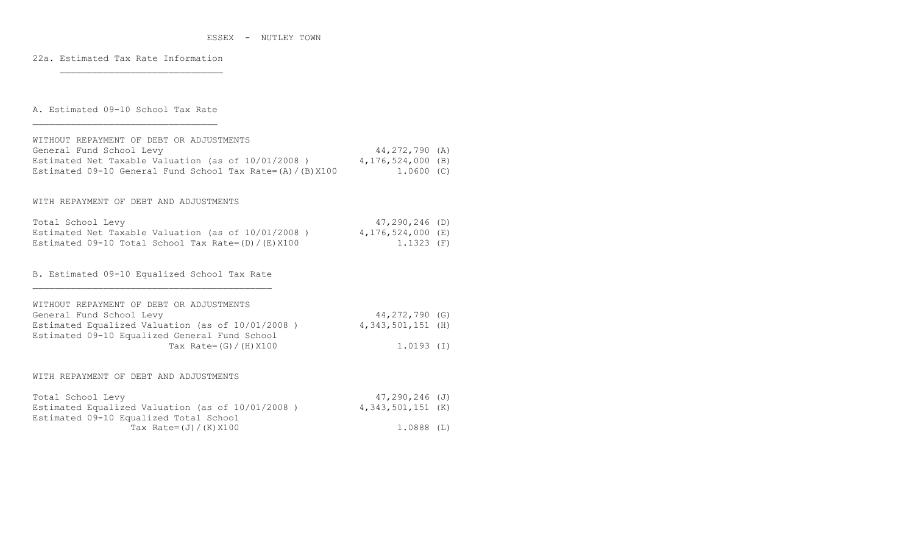ESSEX - NUTLEY TOWN

## 22a. Estimated Tax Rate Information

### A. Estimated 09-10 School Tax Rate

WITHOUT REPAYMENT OF DEBT OR ADJUSTMENTS

| | | |
|---|---|---|
| General Fund School Levy | 44,272,790 | (A) |
| Estimated Net Taxable Valuation (as of 10/01/2008 ) | 4,176,524,000 | (B) |
| Estimated 09-10 General Fund School Tax Rate=(A)/(B)X100 | 1.0600 | (C) |

WITH REPAYMENT OF DEBT AND ADJUSTMENTS

| | | |
|---|---|---|
| Total School Levy | 47,290,246 | (D) |
| Estimated Net Taxable Valuation (as of 10/01/2008 ) | 4,176,524,000 | (E) |
| Estimated 09-10 Total School Tax Rate=(D)/(E)X100 | 1.1323 | (F) |

### B. Estimated 09-10 Equalized School Tax Rate

WITHOUT REPAYMENT OF DEBT OR ADJUSTMENTS

| | | |
|---|---|---|
| General Fund School Levy | 44,272,790 | (G) |
| Estimated Equalized Valuation (as of 10/01/2008 ) | 4,343,501,151 | (H) |
| Estimated 09-10 Equalized General Fund School Tax Rate=(G)/(H)X100 | 1.0193 | (I) |

WITH REPAYMENT OF DEBT AND ADJUSTMENTS

| | | |
|---|---|---|
| Total School Levy | 47,290,246 | (J) |
| Estimated Equalized Valuation (as of 10/01/2008 ) | 4,343,501,151 | (K) |
| Estimated 09-10 Equalized Total School Tax Rate=(J)/(K)X100 | 1.0888 | (L) |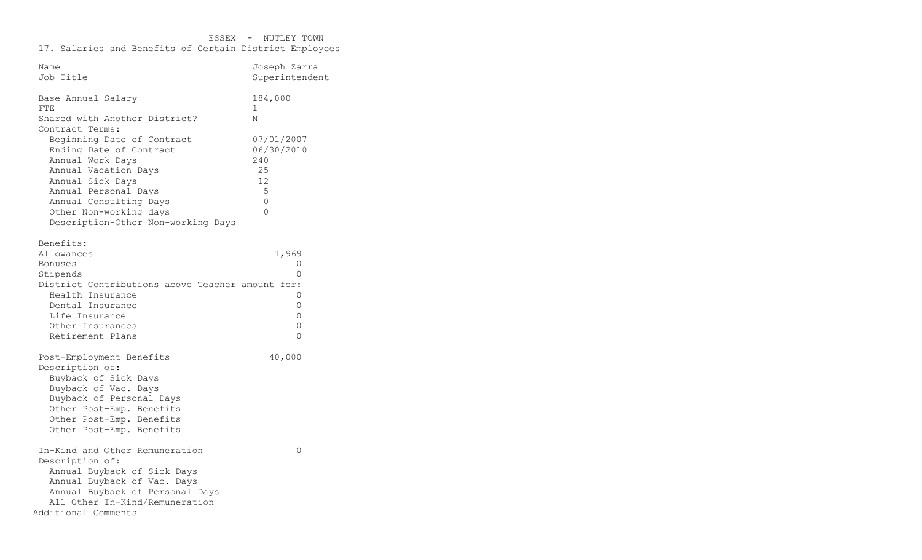ESSEX - NUTLEY TOWN

17. Salaries and Benefits of Certain District Employees

| | |
|---|---|
| Name | Joseph Zarra |
| Job Title | Superintendent |
| | |
| Base Annual Salary | 184,000 |
| FTE | 1 |
| Shared with Another District? | N |
| Contract Terms: | |
| Beginning Date of Contract | 07/01/2007 |
| Ending Date of Contract | 06/30/2010 |
| Annual Work Days | 240 |
| Annual Vacation Days | 25 |
| Annual Sick Days | 12 |
| Annual Personal Days | 5 |
| Annual Consulting Days | 0 |
| Other Non-working days | 0 |
| Description-Other Non-working Days | |
| | |
| Benefits: | |
| Allowances | 1,969 |
| Bonuses | 0 |
| Stipends | 0 |
| District Contributions above Teacher amount for: | |
| Health Insurance | 0 |
| Dental Insurance | 0 |
| Life Insurance | 0 |
| Other Insurances | 0 |
| Retirement Plans | 0 |
| | |
| Post-Employment Benefits | 40,000 |
| Description of: | |
| Buyback of Sick Days | |
| Buyback of Vac. Days | |
| Buyback of Personal Days | |
| Other Post-Emp. Benefits | |
| Other Post-Emp. Benefits | |
| Other Post-Emp. Benefits | |
| | |
| In-Kind and Other Remuneration | 0 |
| Description of: | |
| Annual Buyback of Sick Days | |
| Annual Buyback of Vac. Days | |
| Annual Buyback of Personal Days | |
| All Other In-Kind/Remuneration | |
| Additional Comments | |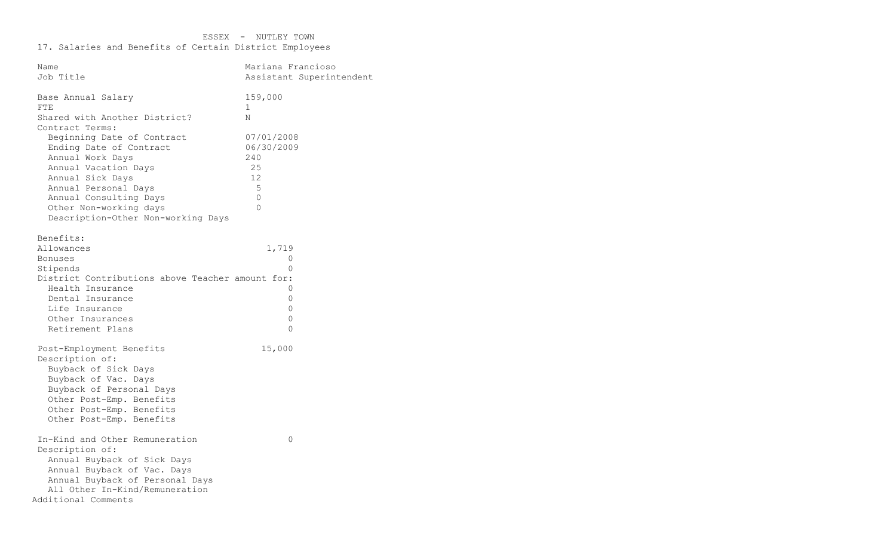ESSEX - NUTLEY TOWN

17. Salaries and Benefits of Certain District Employees

| | |
|---|---|
| Name | Mariana Francioso |
| Job Title | Assistant Superintendent |
| Base Annual Salary | 159,000 |
| FTE | 1 |
| Shared with Another District? | N |
| Contract Terms: | |
| Beginning Date of Contract | 07/01/2008 |
| Ending Date of Contract | 06/30/2009 |
| Annual Work Days | 240 |
| Annual Vacation Days | 25 |
| Annual Sick Days | 12 |
| Annual Personal Days | 5 |
| Annual Consulting Days | 0 |
| Other Non-working days | 0 |
| Description-Other Non-working Days | |
| Benefits: | |
| Allowances | 1,719 |
| Bonuses | 0 |
| Stipends | 0 |
| District Contributions above Teacher amount for: | |
| Health Insurance | 0 |
| Dental Insurance | 0 |
| Life Insurance | 0 |
| Other Insurances | 0 |
| Retirement Plans | 0 |
| Post-Employment Benefits | 15,000 |
| Description of: | |
| Buyback of Sick Days | |
| Buyback of Vac. Days | |
| Buyback of Personal Days | |
| Other Post-Emp. Benefits | |
| Other Post-Emp. Benefits | |
| Other Post-Emp. Benefits | |
| In-Kind and Other Remuneration | 0 |
| Description of: | |
| Annual Buyback of Sick Days | |
| Annual Buyback of Vac. Days | |
| Annual Buyback of Personal Days | |
| All Other In-Kind/Remuneration | |
| Additional Comments | |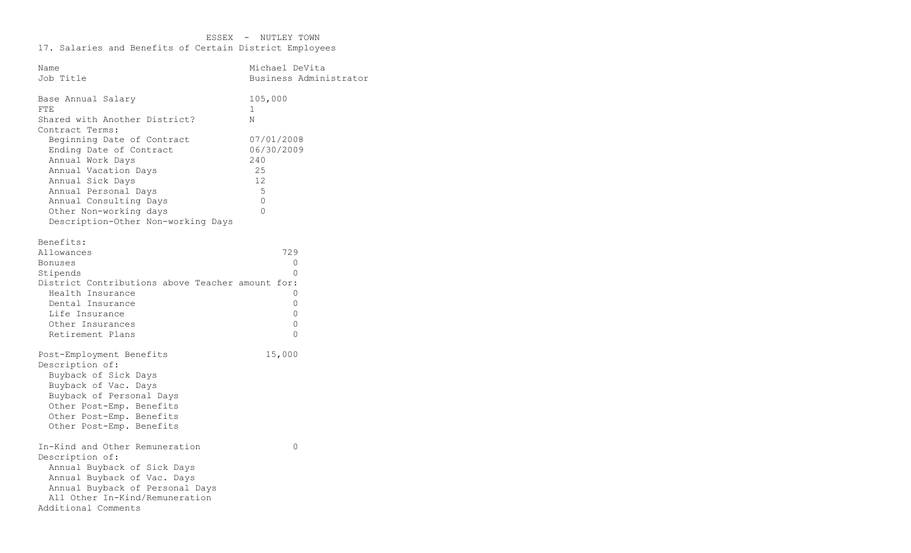ESSEX - NUTLEY TOWN

17. Salaries and Benefits of Certain District Employees

| | |
|---|---|
| Name | Michael DeVita |
| Job Title | Business Administrator |
| | |
| Base Annual Salary | 105,000 |
| FTE | 1 |
| Shared with Another District? | N |
| Contract Terms: | |
| Beginning Date of Contract | 07/01/2008 |
| Ending Date of Contract | 06/30/2009 |
| Annual Work Days | 240 |
| Annual Vacation Days | 25 |
| Annual Sick Days | 12 |
| Annual Personal Days | 5 |
| Annual Consulting Days | 0 |
| Other Non-working days | 0 |
| Description-Other Non-working Days | |

Benefits:

| | |
|---|---|
| Allowances | 729 |
| Bonuses | 0 |
| Stipends | 0 |
| District Contributions above Teacher amount for: | |
| Health Insurance | 0 |
| Dental Insurance | 0 |
| Life Insurance | 0 |
| Other Insurances | 0 |
| Retirement Plans | 0 |
| | |
| Post-Employment Benefits | 15,000 |
| Description of: | |
| Buyback of Sick Days | |
| Buyback of Vac. Days | |
| Buyback of Personal Days | |
| Other Post-Emp. Benefits | |
| Other Post-Emp. Benefits | |
| Other Post-Emp. Benefits | |
| | |
| In-Kind and Other Remuneration | 0 |
| Description of: | |
| Annual Buyback of Sick Days | |
| Annual Buyback of Vac. Days | |
| Annual Buyback of Personal Days | |
| All Other In-Kind/Remuneration | |
| Additional Comments | |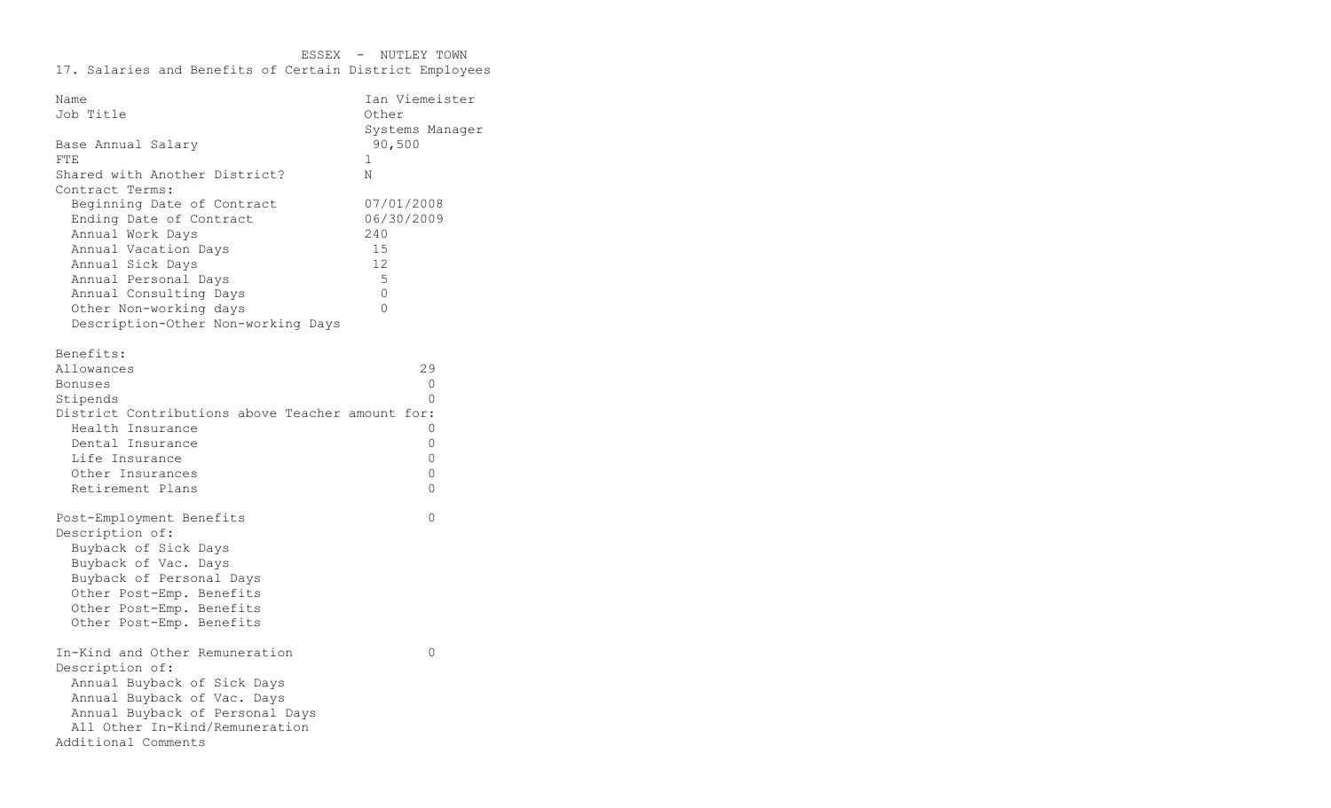ESSEX - NUTLEY TOWN

17. Salaries and Benefits of Certain District Employees

| | |
|---|---|
| Name | Ian Viemeister |
| Job Title | Other Systems Manager |
| Base Annual Salary | 90,500 |
| FTE | 1 |
| Shared with Another District? | N |
| Contract Terms: | |
| Beginning Date of Contract | 07/01/2008 |
| Ending Date of Contract | 06/30/2009 |
| Annual Work Days | 240 |
| Annual Vacation Days | 15 |
| Annual Sick Days | 12 |
| Annual Personal Days | 5 |
| Annual Consulting Days | 0 |
| Other Non-working days | 0 |
| Description-Other Non-working Days | |

| | |
|---|---|
| Benefits: | |
| Allowances | 29 |
| Bonuses | 0 |
| Stipends | 0 |
| District Contributions above Teacher amount for: | |
| Health Insurance | 0 |
| Dental Insurance | 0 |
| Life Insurance | 0 |
| Other Insurances | 0 |
| Retirement Plans | 0 |
| Post-Employment Benefits | 0 |
| Description of: | |
| Buyback of Sick Days | |
| Buyback of Vac. Days | |
| Buyback of Personal Days | |
| Other Post-Emp. Benefits | |
| Other Post-Emp. Benefits | |
| Other Post-Emp. Benefits | |
| In-Kind and Other Remuneration | 0 |
| Description of: | |
| Annual Buyback of Sick Days | |
| Annual Buyback of Vac. Days | |
| Annual Buyback of Personal Days | |
| All Other In-Kind/Remuneration | |
| Additional Comments | |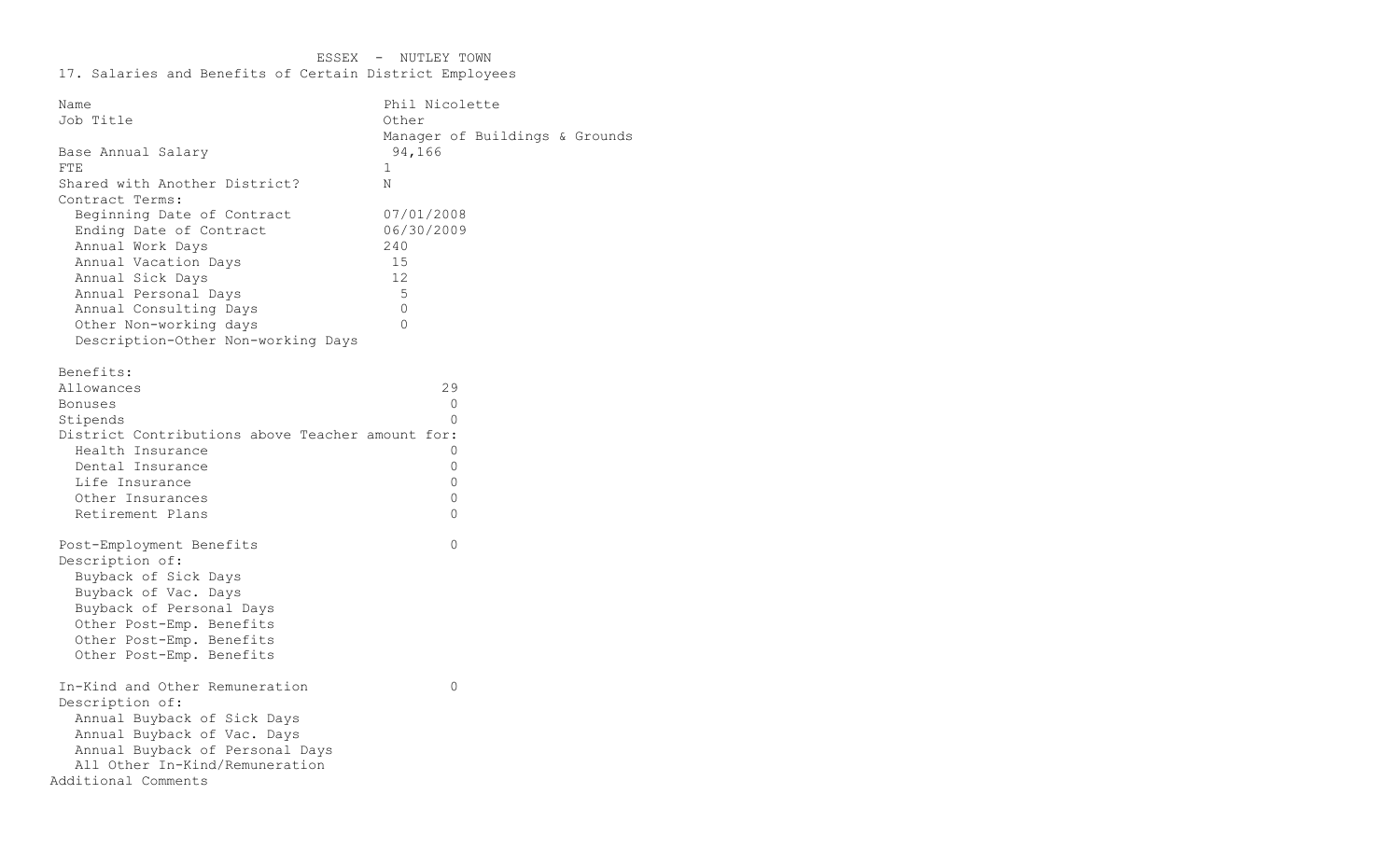ESSEX - NUTLEY TOWN

17. Salaries and Benefits of Certain District Employees

| | |
|---|---|
| Name | Phil Nicolette |
| Job Title | Other<br>Manager of Buildings & Grounds |
| Base Annual Salary | 94,166 |
| FTE | 1 |
| Shared with Another District? | N |
| Contract Terms: | |
| Beginning Date of Contract | 07/01/2008 |
| Ending Date of Contract | 06/30/2009 |
| Annual Work Days | 240 |
| Annual Vacation Days | 15 |
| Annual Sick Days | 12 |
| Annual Personal Days | 5 |
| Annual Consulting Days | 0 |
| Other Non-working days | 0 |
| Description-Other Non-working Days | |

| | |
|---|---|
| Benefits: | |
| Allowances | 29 |
| Bonuses | 0 |
| Stipends | 0 |
| District Contributions above Teacher amount for: | |
| Health Insurance | 0 |
| Dental Insurance | 0 |
| Life Insurance | 0 |
| Other Insurances | 0 |
| Retirement Plans | 0 |
| Post-Employment Benefits | 0 |
| Description of: | |
| Buyback of Sick Days | |
| Buyback of Vac. Days | |
| Buyback of Personal Days | |
| Other Post-Emp. Benefits | |
| Other Post-Emp. Benefits | |
| Other Post-Emp. Benefits | |
| In-Kind and Other Remuneration | 0 |
| Description of: | |
| Annual Buyback of Sick Days | |
| Annual Buyback of Vac. Days | |
| Annual Buyback of Personal Days | |
| All Other In-Kind/Remuneration | |

Additional Comments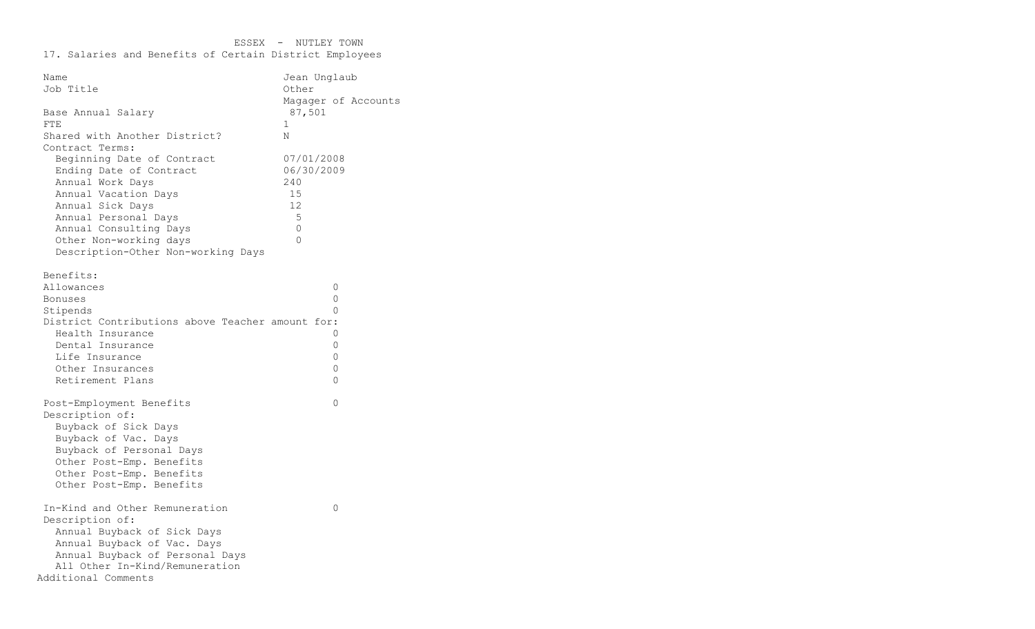ESSEX - NUTLEY TOWN

17. Salaries and Benefits of Certain District Employees

| | |
|---|---|
| Name | Jean Unglaub |
| Job Title | Other<br>Magager of Accounts |
| Base Annual Salary | 87,501 |
| FTE | 1 |
| Shared with Another District? | N |
| Contract Terms: | |
| Beginning Date of Contract | 07/01/2008 |
| Ending Date of Contract | 06/30/2009 |
| Annual Work Days | 240 |
| Annual Vacation Days | 15 |
| Annual Sick Days | 12 |
| Annual Personal Days | 5 |
| Annual Consulting Days | 0 |
| Other Non-working days | 0 |
| Description-Other Non-working Days | |

| | |
|---|---|
| Benefits: | |
| Allowances | 0 |
| Bonuses | 0 |
| Stipends | 0 |
| District Contributions above Teacher amount for: | |
| Health Insurance | 0 |
| Dental Insurance | 0 |
| Life Insurance | 0 |
| Other Insurances | 0 |
| Retirement Plans | 0 |

| | |
|---|---|
| Post-Employment Benefits | 0 |
| Description of: | |
| Buyback of Sick Days | |
| Buyback of Vac. Days | |
| Buyback of Personal Days | |
| Other Post-Emp. Benefits | |
| Other Post-Emp. Benefits | |
| Other Post-Emp. Benefits | |

| | |
|---|---|
| In-Kind and Other Remuneration | 0 |
| Description of: | |
| Annual Buyback of Sick Days | |
| Annual Buyback of Vac. Days | |
| Annual Buyback of Personal Days | |
| All Other In-Kind/Remuneration | |

Additional Comments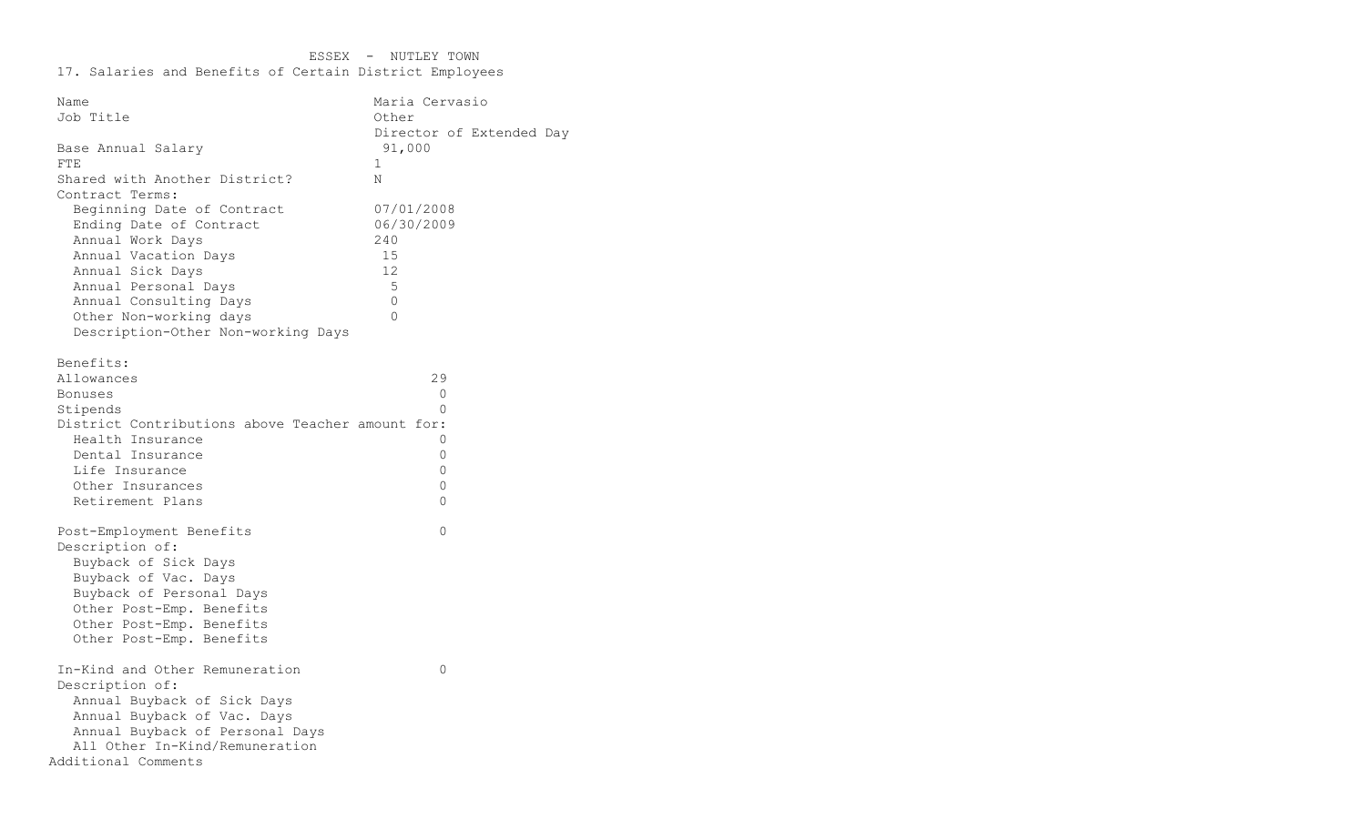ESSEX - NUTLEY TOWN

17. Salaries and Benefits of Certain District Employees

| | |
|---|---|
| Name | Maria Cervasio |
| Job Title | Other<br>Director of Extended Day |
| Base Annual Salary | 91,000 |
| FTE | 1 |
| Shared with Another District? | N |
| Contract Terms: | |
| Beginning Date of Contract | 07/01/2008 |
| Ending Date of Contract | 06/30/2009 |
| Annual Work Days | 240 |
| Annual Vacation Days | 15 |
| Annual Sick Days | 12 |
| Annual Personal Days | 5 |
| Annual Consulting Days | 0 |
| Other Non-working days | 0 |
| Description-Other Non-working Days | |

| | |
|---|---|
| Benefits: | |
| Allowances | 29 |
| Bonuses | 0 |
| Stipends | 0 |
| District Contributions above Teacher amount for: | |
| Health Insurance | 0 |
| Dental Insurance | 0 |
| Life Insurance | 0 |
| Other Insurances | 0 |
| Retirement Plans | 0 |
| Post-Employment Benefits | 0 |
| Description of: | |
| Buyback of Sick Days | |
| Buyback of Vac. Days | |
| Buyback of Personal Days | |
| Other Post-Emp. Benefits | |
| Other Post-Emp. Benefits | |
| Other Post-Emp. Benefits | |
| In-Kind and Other Remuneration | 0 |
| Description of: | |
| Annual Buyback of Sick Days | |
| Annual Buyback of Vac. Days | |
| Annual Buyback of Personal Days | |
| All Other In-Kind/Remuneration | |

Additional Comments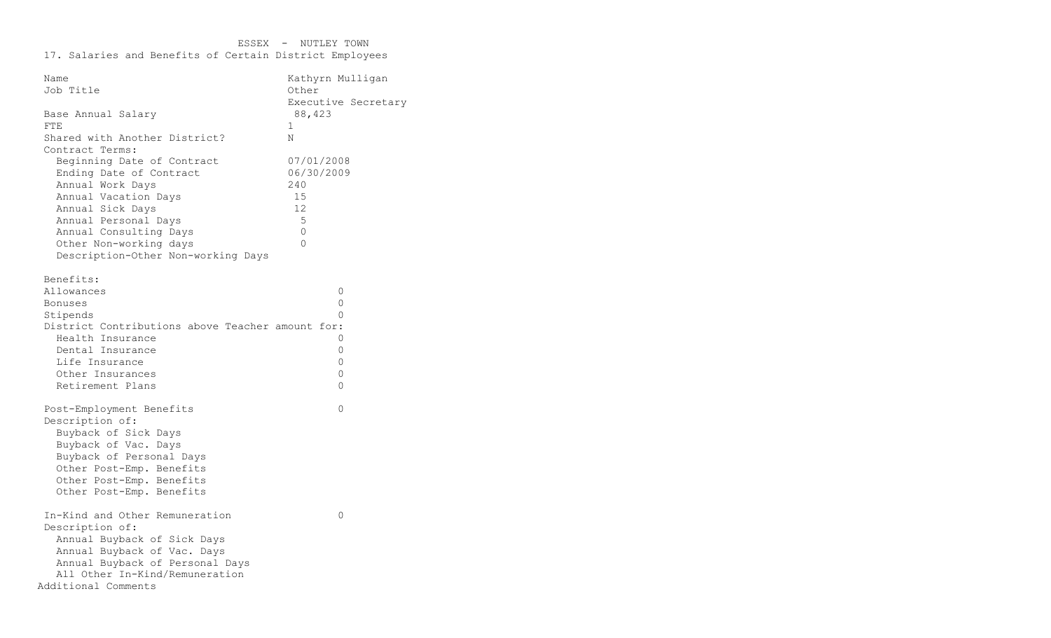ESSEX - NUTLEY TOWN

17. Salaries and Benefits of Certain District Employees

| | |
|---|---|
| Name | Kathyrn Mulligan |
| Job Title | Other Executive Secretary |
| Base Annual Salary | 88,423 |
| FTE | 1 |
| Shared with Another District? | N |
| Contract Terms: | |
| Beginning Date of Contract | 07/01/2008 |
| Ending Date of Contract | 06/30/2009 |
| Annual Work Days | 240 |
| Annual Vacation Days | 15 |
| Annual Sick Days | 12 |
| Annual Personal Days | 5 |
| Annual Consulting Days | 0 |
| Other Non-working days | 0 |
| Description-Other Non-working Days | |

| | |
|---|---|
| Benefits: | |
| Allowances | 0 |
| Bonuses | 0 |
| Stipends | 0 |
| District Contributions above Teacher amount for: | |
| Health Insurance | 0 |
| Dental Insurance | 0 |
| Life Insurance | 0 |
| Other Insurances | 0 |
| Retirement Plans | 0 |
| Post-Employment Benefits | 0 |
| Description of: | |
| Buyback of Sick Days | |
| Buyback of Vac. Days | |
| Buyback of Personal Days | |
| Other Post-Emp. Benefits | |
| Other Post-Emp. Benefits | |
| Other Post-Emp. Benefits | |
| In-Kind and Other Remuneration | 0 |
| Description of: | |
| Annual Buyback of Sick Days | |
| Annual Buyback of Vac. Days | |
| Annual Buyback of Personal Days | |
| All Other In-Kind/Remuneration | |

Additional Comments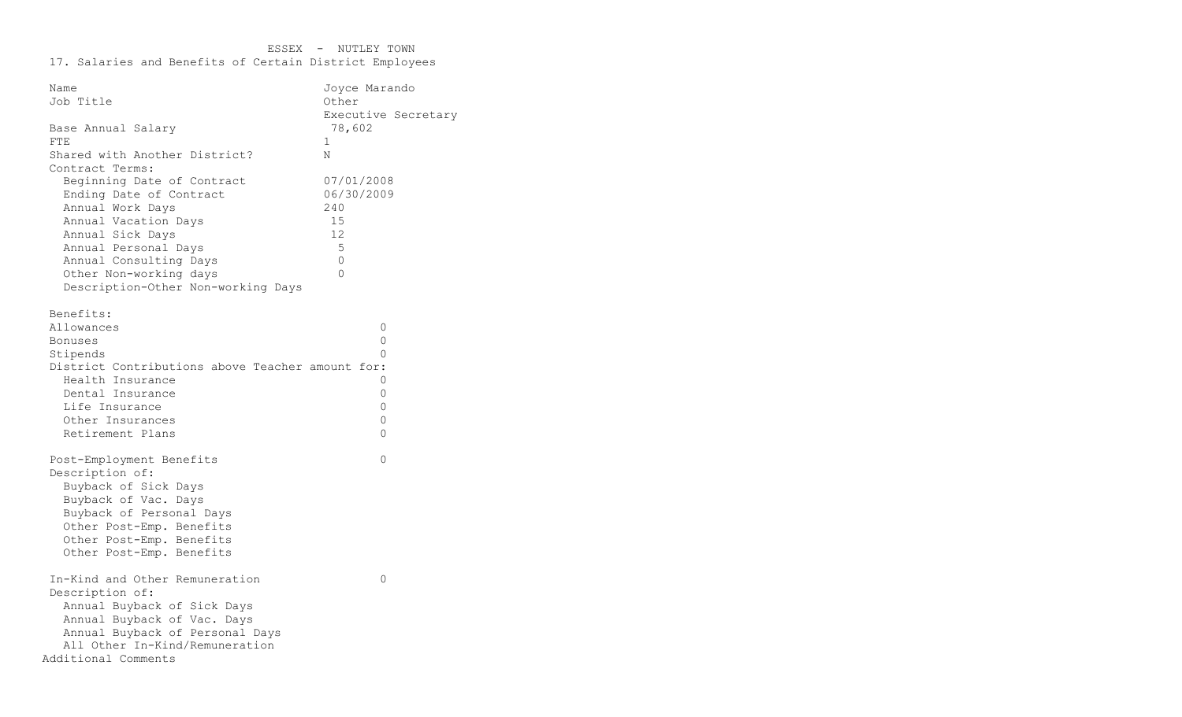ESSEX - NUTLEY TOWN

17. Salaries and Benefits of Certain District Employees

| | |
|---|---|
| Name | Joyce Marando |
| Job Title | Other<br>Executive Secretary |
| Base Annual Salary | 78,602 |
| FTE | 1 |
| Shared with Another District? | N |
| Contract Terms: | |
| Beginning Date of Contract | 07/01/2008 |
| Ending Date of Contract | 06/30/2009 |
| Annual Work Days | 240 |
| Annual Vacation Days | 15 |
| Annual Sick Days | 12 |
| Annual Personal Days | 5 |
| Annual Consulting Days | 0 |
| Other Non-working days | 0 |
| Description-Other Non-working Days | |

| | |
|---|---|
| Benefits: | |
| Allowances | 0 |
| Bonuses | 0 |
| Stipends | 0 |
| District Contributions above Teacher amount for: | |
| Health Insurance | 0 |
| Dental Insurance | 0 |
| Life Insurance | 0 |
| Other Insurances | 0 |
| Retirement Plans | 0 |
| Post-Employment Benefits | 0 |
| Description of: | |
| Buyback of Sick Days | |
| Buyback of Vac. Days | |
| Buyback of Personal Days | |
| Other Post-Emp. Benefits | |
| Other Post-Emp. Benefits | |
| Other Post-Emp. Benefits | |
| In-Kind and Other Remuneration | 0 |
| Description of: | |
| Annual Buyback of Sick Days | |
| Annual Buyback of Vac. Days | |
| Annual Buyback of Personal Days | |
| All Other In-Kind/Remuneration | |

Additional Comments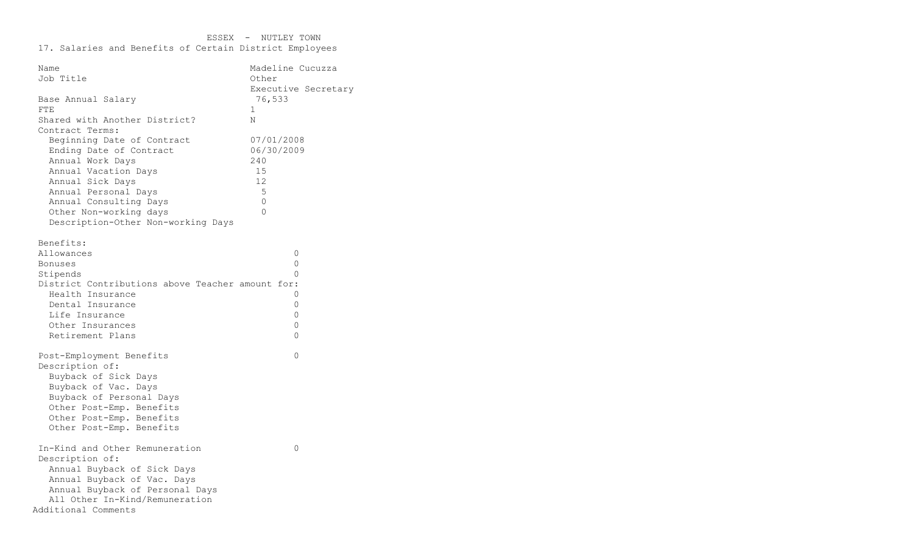ESSEX - NUTLEY TOWN

17. Salaries and Benefits of Certain District Employees

| | |
|---|---|
| Name | Madeline Cucuzza |
| Job Title | Other<br>Executive Secretary |
| Base Annual Salary | 76,533 |
| FTE | 1 |
| Shared with Another District? | N |
| Contract Terms: | |
| Beginning Date of Contract | 07/01/2008 |
| Ending Date of Contract | 06/30/2009 |
| Annual Work Days | 240 |
| Annual Vacation Days | 15 |
| Annual Sick Days | 12 |
| Annual Personal Days | 5 |
| Annual Consulting Days | 0 |
| Other Non-working days | 0 |
| Description-Other Non-working Days | |

| | |
|---|---|
| Benefits: | |
| Allowances | 0 |
| Bonuses | 0 |
| Stipends | 0 |
| District Contributions above Teacher amount for: | |
| Health Insurance | 0 |
| Dental Insurance | 0 |
| Life Insurance | 0 |
| Other Insurances | 0 |
| Retirement Plans | 0 |
| Post-Employment Benefits | 0 |
| Description of: | |
| Buyback of Sick Days | |
| Buyback of Vac. Days | |
| Buyback of Personal Days | |
| Other Post-Emp. Benefits | |
| Other Post-Emp. Benefits | |
| Other Post-Emp. Benefits | |
| In-Kind and Other Remuneration | 0 |
| Description of: | |
| Annual Buyback of Sick Days | |
| Annual Buyback of Vac. Days | |
| Annual Buyback of Personal Days | |
| All Other In-Kind/Remuneration | |

Additional Comments